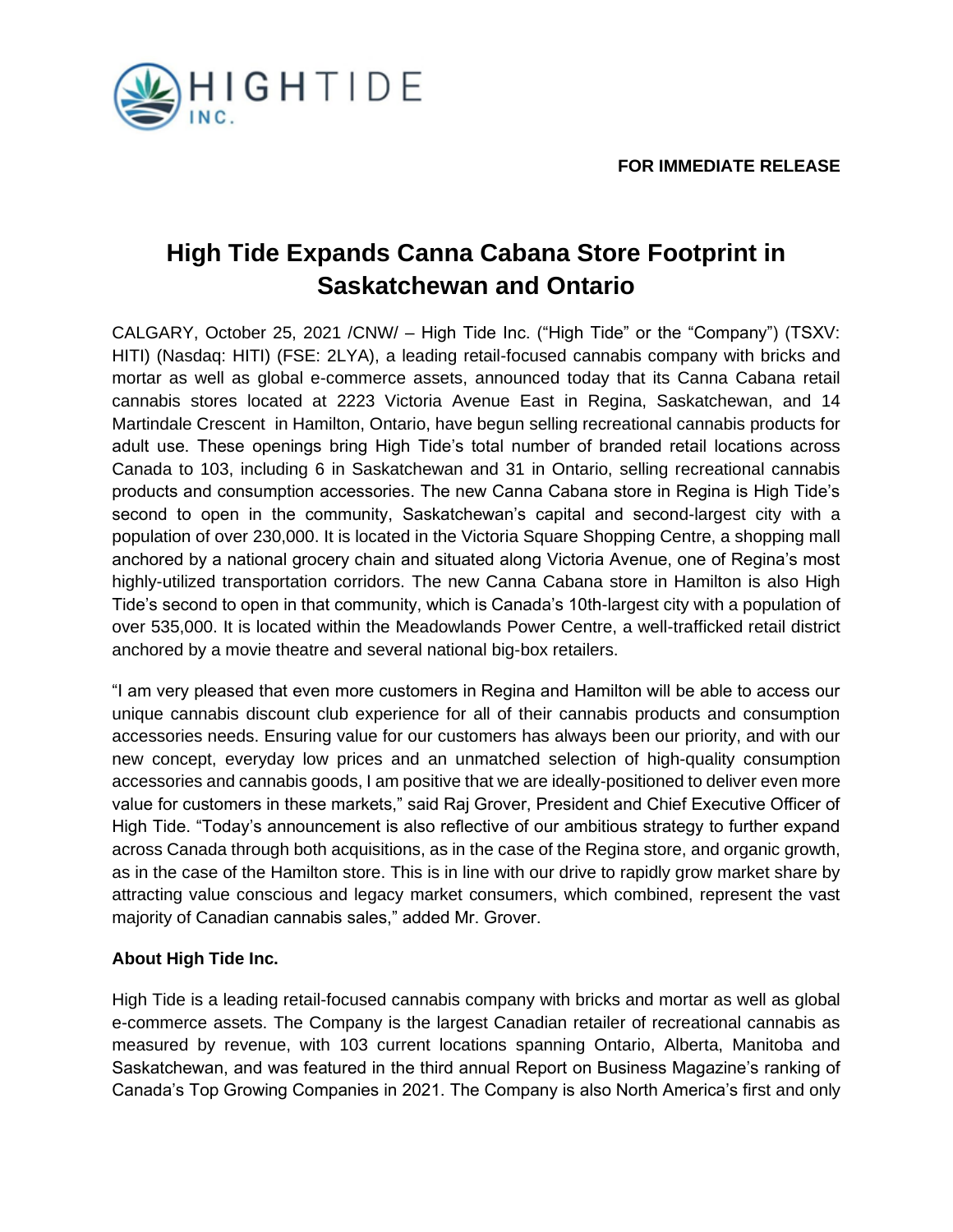**FOR IMMEDIATE RELEASE**

# High Tide Expands Canna Cabana Store Footprint in Saskatchewan and Ontario

CALGARY, October 25, 2021 /CNW/ – High Tide Inc. ("High Tide" or the "Company") (TSXV: HITI) (Nasdaq: HITI) (FSE: 2LYA), a leading retail-focused cannabis company with bricks and mortar as well as global e-commerce assets, announced today that its Canna Cabana retail cannabis stores located at 2223 Victoria Avenue East in Regina, Saskatchewan, and 14 Martindale Crescent in Hamilton, Ontario, have begun selling recreational cannabis products for adult use. These openings bring High Tide's total number of branded retail locations across Canada to 103, including 6 in Saskatchewan and 31 in Ontario, selling recreational cannabis products and consumption accessories. The new Canna Cabana store in Regina is High Tide's second to open in the community, Saskatchewan's capital and second-largest city with a population of over 230,000. It is located in the Victoria Square Shopping Centre, a shopping mall anchored by a national grocery chain and situated along Victoria Avenue, one of Regina's most highly-utilized transportation corridors. The new Canna Cabana store in Hamilton is also High Tide's second to open in that community, which is Canada's 10th-largest city with a population of over 535,000. It is located within the Meadowlands Power Centre, a well-trafficked retail district anchored by a movie theatre and several national big-box retailers.

"I am very pleased that even more customers in Regina and Hamilton will be able to access our unique cannabis discount club experience for all of their cannabis products and consumption accessories needs. Ensuring value for our customers has always been our priority, and with our new concept, everyday low prices and an unmatched selection of high-quality consumption accessories and cannabis goods, I am positive that we are ideally-positioned to deliver even more value for customers in these markets," said Raj Grover, President and Chief Executive Officer of High Tide. "Today's announcement is also reflective of our ambitious strategy to further expand across Canada through both acquisitions, as in the case of the Regina store, and organic growth, as in the case of the Hamilton store. This is in line with our drive to rapidly grow market share by attracting value conscious and legacy market consumers, which combined, represent the vast majority of Canadian cannabis sales," added Mr. Grover.

**About High Tide Inc.**

High Tide is a leading retail-focused cannabis company with bricks and mortar as well as global e-commerce assets. The Company is the largest Canadian retailer of recreational cannabis as measured by revenue, with 103 current locations spanning Ontario, Alberta, Manitoba and Saskatchewan, and was featured in the third annual Report on Business Magazine's ranking of Canada's Top Growing Companies in 2021. The Company is also North America's first and only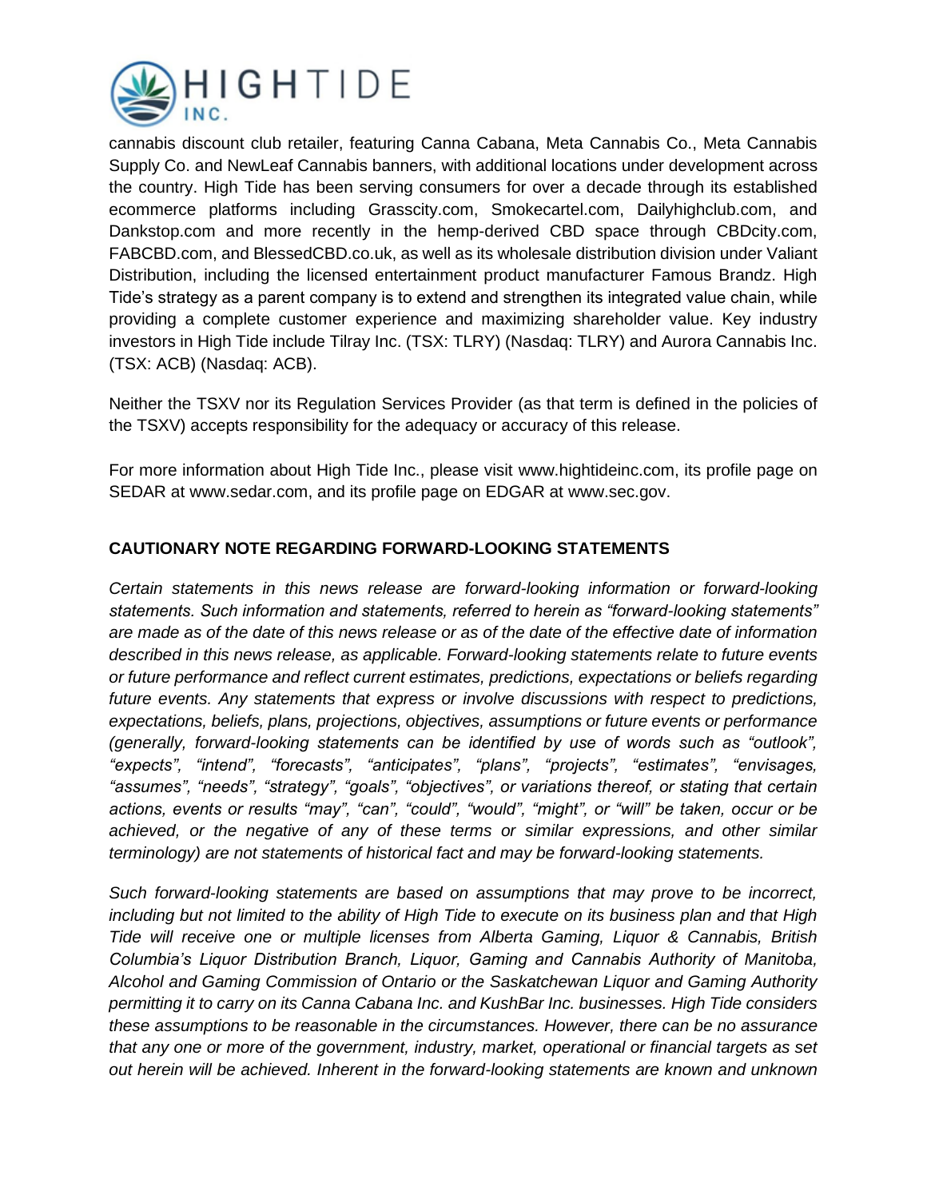cannabis discount club retailer, featuring Canna Cabana, Meta Cannabis Co., Meta Cannabis Supply Co. and NewLeaf Cannabis banners, with additional locations under development across the country. High Tide has been serving consumers for over a decade through its established ecommerce platforms including Grasscity.com, Smokecartel.com, Dailyhighclub.com, and Dankstop.com and more recently in the hemp-derived CBD space through CBDcity.com, FABCBD.com, and BlessedCBD.co.uk, as well as its wholesale distribution division under Valiant Distribution, including the licensed entertainment product manufacturer Famous Brandz. High Tide's strategy as a parent company is to extend and strengthen its integrated value chain, while providing a complete customer experience and maximizing shareholder value. Key industry investors in High Tide include Tilray Inc. (TSX: TLRY) (Nasdaq: TLRY) and Aurora Cannabis Inc. (TSX: ACB) (Nasdaq: ACB).

Neither the TSXV nor its Regulation Services Provider (as that term is defined in the policies of the TSXV) accepts responsibility for the adequacy or accuracy of this release.

For more information about High Tide Inc., please visit www.hightideinc.com, its profile page on SEDAR at www.sedar.com, and its profile page on EDGAR at www.sec.gov.

## CAUTIONARY NOTE REGARDING FORWARD-LOOKING STATEMENTS

*Certain statements in this news release are forward-looking information or forward-looking statements. Such information and statements, referred to herein as "forward-looking statements" are made as of the date of this news release or as of the date of the effective date of information described in this news release, as applicable. Forward-looking statements relate to future events or future performance and reflect current estimates, predictions, expectations or beliefs regarding future events. Any statements that express or involve discussions with respect to predictions, expectations, beliefs, plans, projections, objectives, assumptions or future events or performance (generally, forward-looking statements can be identified by use of words such as "outlook", "expects", "intend", "forecasts", "anticipates", "plans", "projects", "estimates", "envisages, "assumes", "needs", "strategy", "goals", "objectives", or variations thereof, or stating that certain actions, events or results "may", "can", "could", "would", "might", or "will" be taken, occur or be achieved, or the negative of any of these terms or similar expressions, and other similar terminology) are not statements of historical fact and may be forward-looking statements.*

*Such forward-looking statements are based on assumptions that may prove to be incorrect, including but not limited to the ability of High Tide to execute on its business plan and that High Tide will receive one or multiple licenses from Alberta Gaming, Liquor & Cannabis, British Columbia's Liquor Distribution Branch, Liquor, Gaming and Cannabis Authority of Manitoba, Alcohol and Gaming Commission of Ontario or the Saskatchewan Liquor and Gaming Authority permitting it to carry on its Canna Cabana Inc. and KushBar Inc. businesses. High Tide considers these assumptions to be reasonable in the circumstances. However, there can be no assurance that any one or more of the government, industry, market, operational or financial targets as set out herein will be achieved. Inherent in the forward-looking statements are known and unknown*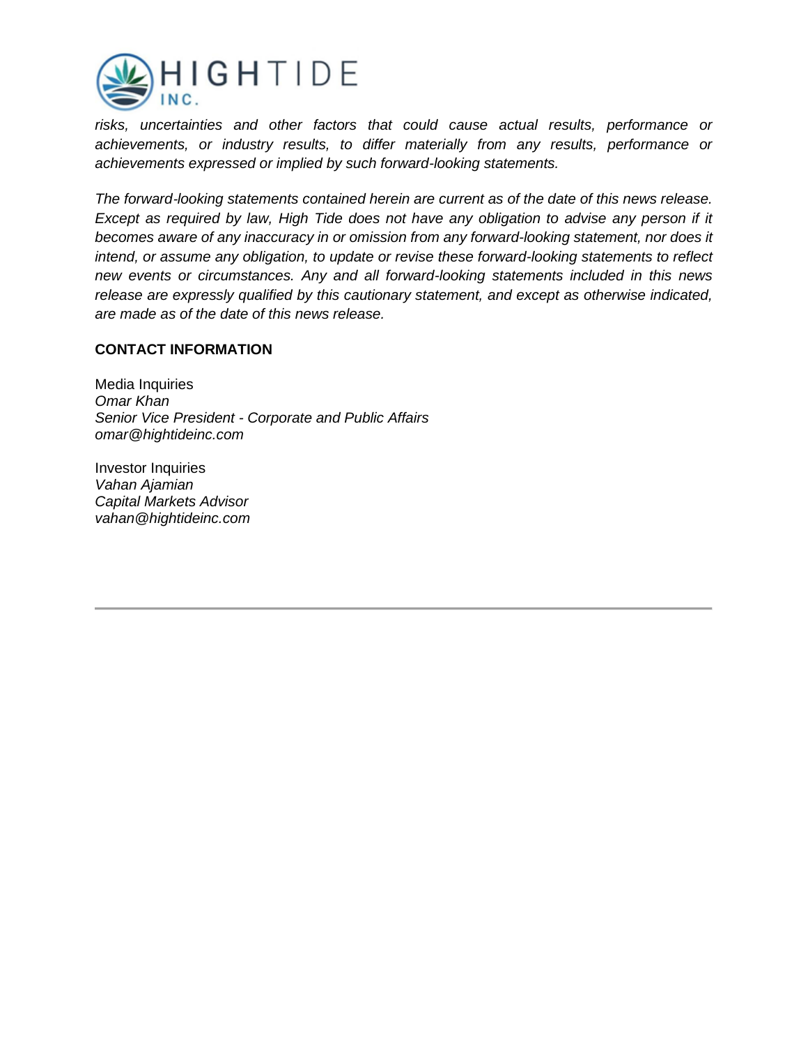*risks, uncertainties and other factors that could cause actual results, performance or achievements, or industry results, to differ materially from any results, performance or achievements expressed or implied by such forward-looking statements.*

*The forward-looking statements contained herein are current as of the date of this news release. Except as required by law, High Tide does not have any obligation to advise any person if it becomes aware of any inaccuracy in or omission from any forward-looking statement, nor does it intend, or assume any obligation, to update or revise these forward-looking statements to reflect new events or circumstances. Any and all forward-looking statements included in this news release are expressly qualified by this cautionary statement, and except as otherwise indicated, are made as of the date of this news release.*

**CONTACT INFORMATION**

Media Inquiries
*Omar Khan*
*Senior Vice President - Corporate and Public Affairs*
*omar@hightideinc.com*

Investor Inquiries
*Vahan Ajamian*
*Capital Markets Advisor*
*vahan@hightideinc.com*